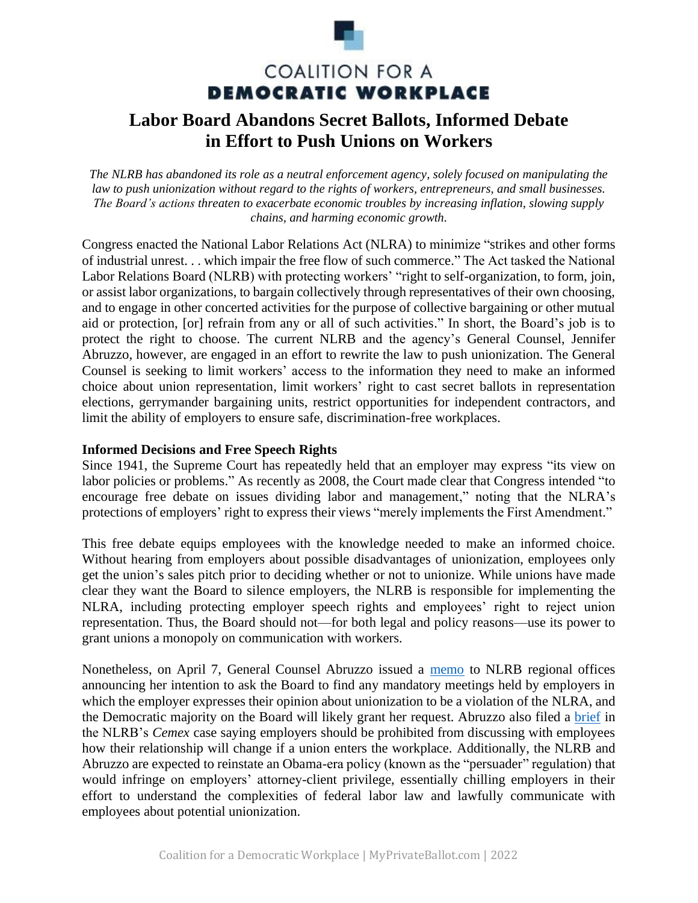COALITION FOR A
**DEMOCRATIC WORKPLACE**

# Labor Board Abandons Secret Ballots, Informed Debate in Effort to Push Unions on Workers

*The NLRB has abandoned its role as a neutral enforcement agency, solely focused on manipulating the law to push unionization without regard to the rights of workers, entrepreneurs, and small businesses. The Board's actions threaten to exacerbate economic troubles by increasing inflation, slowing supply chains, and harming economic growth.*

Congress enacted the National Labor Relations Act (NLRA) to minimize "strikes and other forms of industrial unrest. . . which impair the free flow of such commerce." The Act tasked the National Labor Relations Board (NLRB) with protecting workers' "right to self-organization, to form, join, or assist labor organizations, to bargain collectively through representatives of their own choosing, and to engage in other concerted activities for the purpose of collective bargaining or other mutual aid or protection, [or] refrain from any or all of such activities." In short, the Board's job is to protect the right to choose. The current NLRB and the agency's General Counsel, Jennifer Abruzzo, however, are engaged in an effort to rewrite the law to push unionization. The General Counsel is seeking to limit workers' access to the information they need to make an informed choice about union representation, limit workers' right to cast secret ballots in representation elections, gerrymander bargaining units, restrict opportunities for independent contractors, and limit the ability of employers to ensure safe, discrimination-free workplaces.

**Informed Decisions and Free Speech Rights**

Since 1941, the Supreme Court has repeatedly held that an employer may express "its view on labor policies or problems." As recently as 2008, the Court made clear that Congress intended "to encourage free debate on issues dividing labor and management," noting that the NLRA's protections of employers' right to express their views "merely implements the First Amendment."

This free debate equips employees with the knowledge needed to make an informed choice. Without hearing from employers about possible disadvantages of unionization, employees only get the union's sales pitch prior to deciding whether or not to unionize. While unions have made clear they want the Board to silence employers, the NLRB is responsible for implementing the NLRA, including protecting employer speech rights and employees' right to reject union representation. Thus, the Board should not—for both legal and policy reasons—use its power to grant unions a monopoly on communication with workers.

Nonetheless, on April 7, General Counsel Abruzzo issued a memo to NLRB regional offices announcing her intention to ask the Board to find any mandatory meetings held by employers in which the employer expresses their opinion about unionization to be a violation of the NLRA, and the Democratic majority on the Board will likely grant her request. Abruzzo also filed a brief in the NLRB's *Cemex* case saying employers should be prohibited from discussing with employees how their relationship will change if a union enters the workplace. Additionally, the NLRB and Abruzzo are expected to reinstate an Obama-era policy (known as the "persuader" regulation) that would infringe on employers' attorney-client privilege, essentially chilling employers in their effort to understand the complexities of federal labor law and lawfully communicate with employees about potential unionization.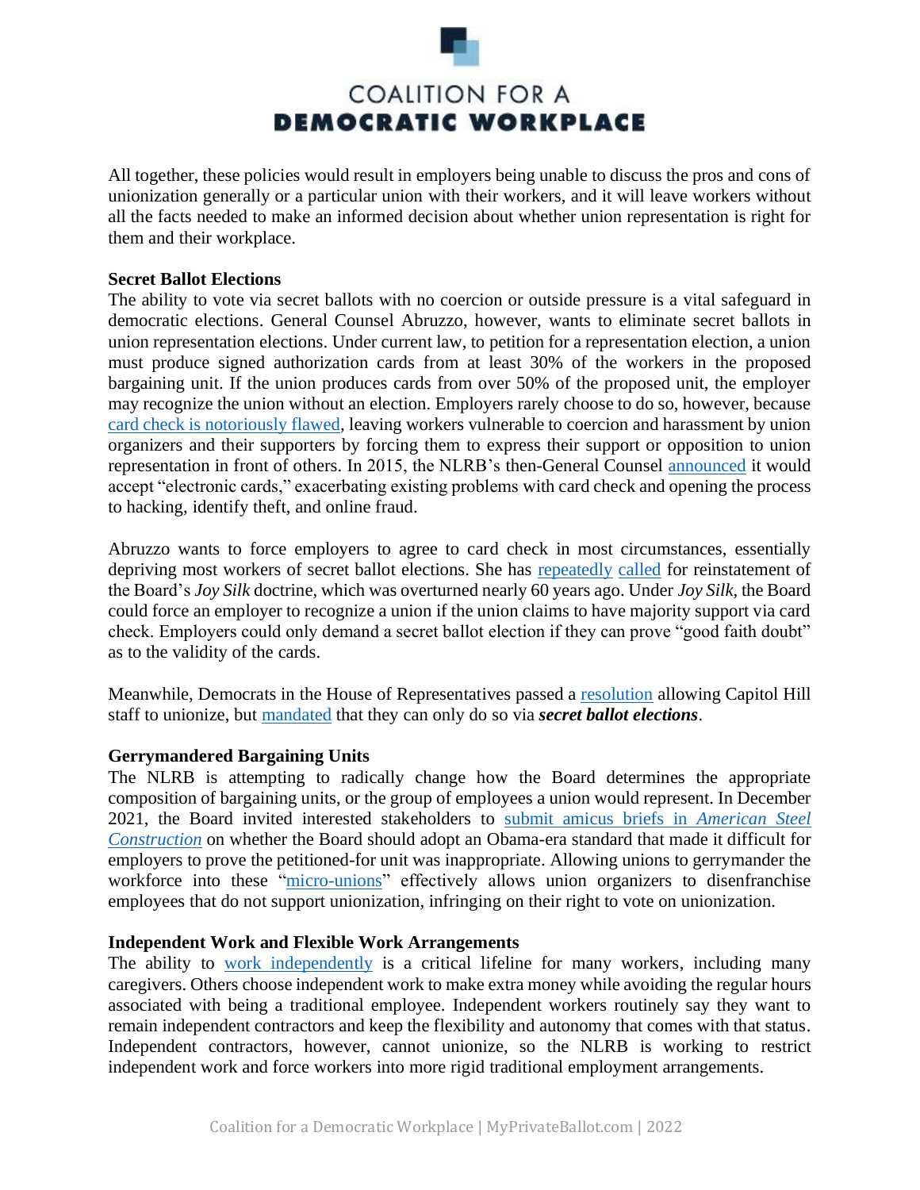All together, these policies would result in employers being unable to discuss the pros and cons of unionization generally or a particular union with their workers, and it will leave workers without all the facts needed to make an informed decision about whether union representation is right for them and their workplace.

**Secret Ballot Elections**

The ability to vote via secret ballots with no coercion or outside pressure is a vital safeguard in democratic elections. General Counsel Abruzzo, however, wants to eliminate secret ballots in union representation elections. Under current law, to petition for a representation election, a union must produce signed authorization cards from at least 30% of the workers in the proposed bargaining unit. If the union produces cards from over 50% of the proposed unit, the employer may recognize the union without an election. Employers rarely choose to do so, however, because card check is notoriously flawed, leaving workers vulnerable to coercion and harassment by union organizers and their supporters by forcing them to express their support or opposition to union representation in front of others. In 2015, the NLRB's then-General Counsel announced it would accept "electronic cards," exacerbating existing problems with card check and opening the process to hacking, identify theft, and online fraud.

Abruzzo wants to force employers to agree to card check in most circumstances, essentially depriving most workers of secret ballot elections. She has repeatedly called for reinstatement of the Board's *Joy Silk* doctrine, which was overturned nearly 60 years ago. Under *Joy Silk*, the Board could force an employer to recognize a union if the union claims to have majority support via card check. Employers could only demand a secret ballot election if they can prove "good faith doubt" as to the validity of the cards.

Meanwhile, Democrats in the House of Representatives passed a resolution allowing Capitol Hill staff to unionize, but mandated that they can only do so via ***secret ballot elections***.

**Gerrymandered Bargaining Units**

The NLRB is attempting to radically change how the Board determines the appropriate composition of bargaining units, or the group of employees a union would represent. In December 2021, the Board invited interested stakeholders to submit amicus briefs in *American Steel Construction* on whether the Board should adopt an Obama-era standard that made it difficult for employers to prove the petitioned-for unit was inappropriate. Allowing unions to gerrymander the workforce into these "micro-unions" effectively allows union organizers to disenfranchise employees that do not support unionization, infringing on their right to vote on unionization.

**Independent Work and Flexible Work Arrangements**

The ability to work independently is a critical lifeline for many workers, including many caregivers. Others choose independent work to make extra money while avoiding the regular hours associated with being a traditional employee. Independent workers routinely say they want to remain independent contractors and keep the flexibility and autonomy that comes with that status. Independent contractors, however, cannot unionize, so the NLRB is working to restrict independent work and force workers into more rigid traditional employment arrangements.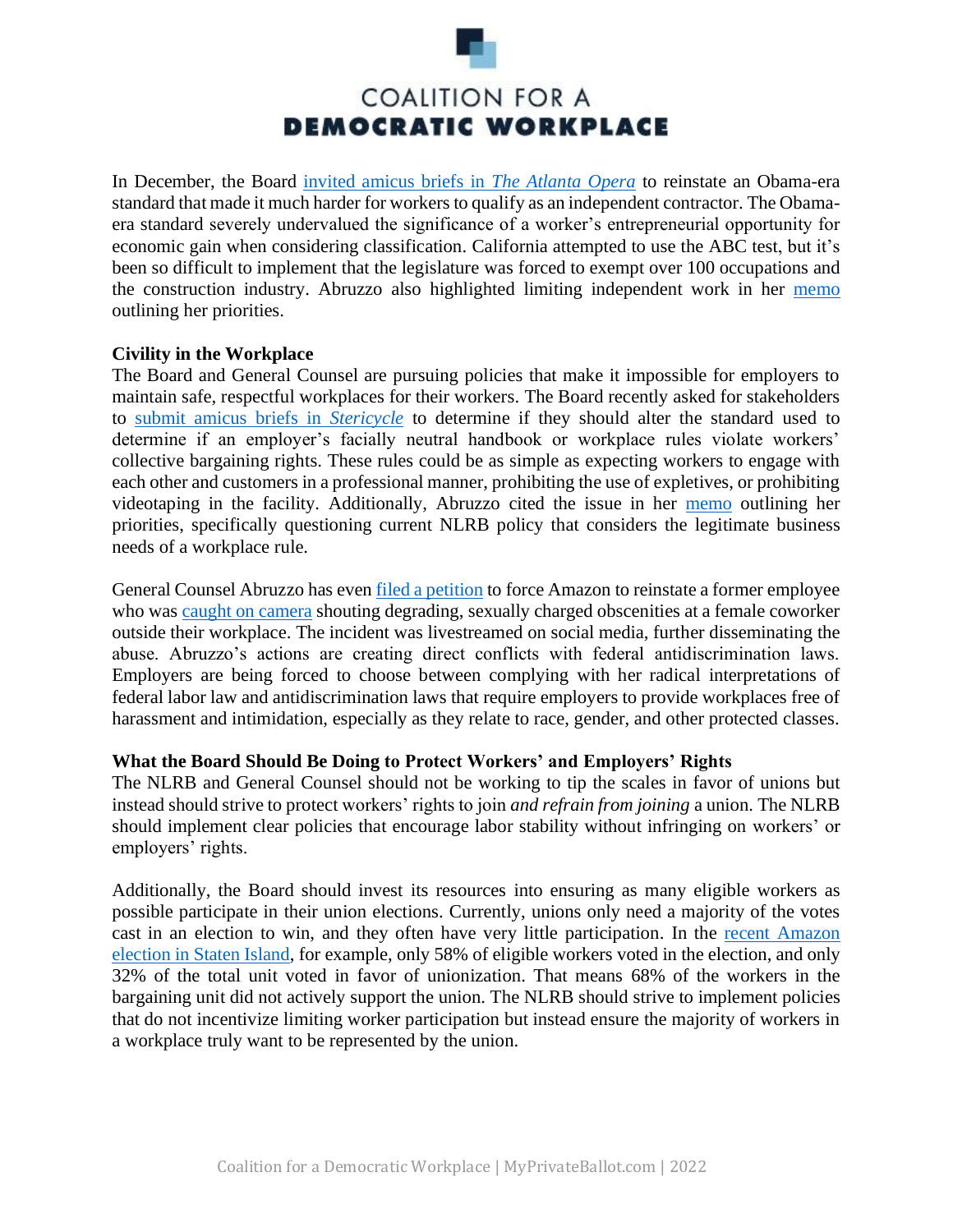In December, the Board invited amicus briefs in *The Atlanta Opera* to reinstate an Obama-era standard that made it much harder for workers to qualify as an independent contractor. The Obama-era standard severely undervalued the significance of a worker's entrepreneurial opportunity for economic gain when considering classification. California attempted to use the ABC test, but it's been so difficult to implement that the legislature was forced to exempt over 100 occupations and the construction industry. Abruzzo also highlighted limiting independent work in her memo outlining her priorities.

**Civility in the Workplace**

The Board and General Counsel are pursuing policies that make it impossible for employers to maintain safe, respectful workplaces for their workers. The Board recently asked for stakeholders to submit amicus briefs in *Stericycle* to determine if they should alter the standard used to determine if an employer's facially neutral handbook or workplace rules violate workers' collective bargaining rights. These rules could be as simple as expecting workers to engage with each other and customers in a professional manner, prohibiting the use of expletives, or prohibiting videotaping in the facility. Additionally, Abruzzo cited the issue in her memo outlining her priorities, specifically questioning current NLRB policy that considers the legitimate business needs of a workplace rule.

General Counsel Abruzzo has even filed a petition to force Amazon to reinstate a former employee who was caught on camera shouting degrading, sexually charged obscenities at a female coworker outside their workplace. The incident was livestreamed on social media, further disseminating the abuse. Abruzzo's actions are creating direct conflicts with federal antidiscrimination laws. Employers are being forced to choose between complying with her radical interpretations of federal labor law and antidiscrimination laws that require employers to provide workplaces free of harassment and intimidation, especially as they relate to race, gender, and other protected classes.

**What the Board Should Be Doing to Protect Workers' and Employers' Rights**

The NLRB and General Counsel should not be working to tip the scales in favor of unions but instead should strive to protect workers' rights to join *and refrain from joining* a union. The NLRB should implement clear policies that encourage labor stability without infringing on workers' or employers' rights.

Additionally, the Board should invest its resources into ensuring as many eligible workers as possible participate in their union elections. Currently, unions only need a majority of the votes cast in an election to win, and they often have very little participation. In the recent Amazon election in Staten Island, for example, only 58% of eligible workers voted in the election, and only 32% of the total unit voted in favor of unionization. That means 68% of the workers in the bargaining unit did not actively support the union. The NLRB should strive to implement policies that do not incentivize limiting worker participation but instead ensure the majority of workers in a workplace truly want to be represented by the union.